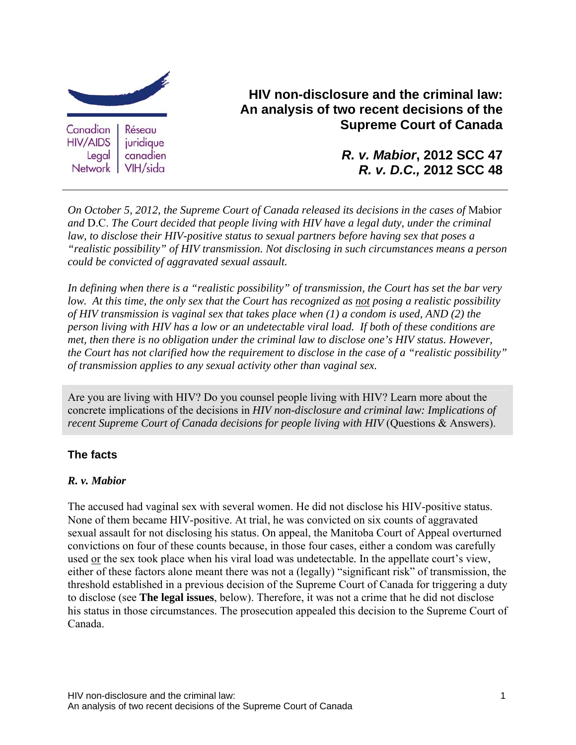Canadian HIV/AIDS Legal Network | Réseau juridique canadien VIH/sida

# HIV non-disclosure and the criminal law: An analysis of two recent decisions of the Supreme Court of Canada

## *R. v. Mabior*, 2012 SCC 47
## *R. v. D.C.,* 2012 SCC 48

*On October 5, 2012, the Supreme Court of Canada released its decisions in the cases of* Mabior *and* D.C. *The Court decided that people living with HIV have a legal duty, under the criminal law, to disclose their HIV-positive status to sexual partners before having sex that poses a "realistic possibility" of HIV transmission. Not disclosing in such circumstances means a person could be convicted of aggravated sexual assault.*

*In defining when there is a "realistic possibility" of transmission, the Court has set the bar very low. At this time, the only sex that the Court has recognized as not posing a realistic possibility of HIV transmission is vaginal sex that takes place when (1) a condom is used, AND (2) the person living with HIV has a low or an undetectable viral load. If both of these conditions are met, then there is no obligation under the criminal law to disclose one's HIV status. However, the Court has not clarified how the requirement to disclose in the case of a "realistic possibility" of transmission applies to any sexual activity other than vaginal sex.*

Are you are living with HIV? Do you counsel people living with HIV? Learn more about the concrete implications of the decisions in *HIV non-disclosure and criminal law: Implications of recent Supreme Court of Canada decisions for people living with HIV* (Questions & Answers).

### The facts

#### *R. v. Mabior*

The accused had vaginal sex with several women. He did not disclose his HIV-positive status. None of them became HIV-positive. At trial, he was convicted on six counts of aggravated sexual assault for not disclosing his status. On appeal, the Manitoba Court of Appeal overturned convictions on four of these counts because, in those four cases, either a condom was carefully used or the sex took place when his viral load was undetectable. In the appellate court's view, either of these factors alone meant there was not a (legally) "significant risk" of transmission, the threshold established in a previous decision of the Supreme Court of Canada for triggering a duty to disclose (see **The legal issues**, below). Therefore, it was not a crime that he did not disclose his status in those circumstances. The prosecution appealed this decision to the Supreme Court of Canada.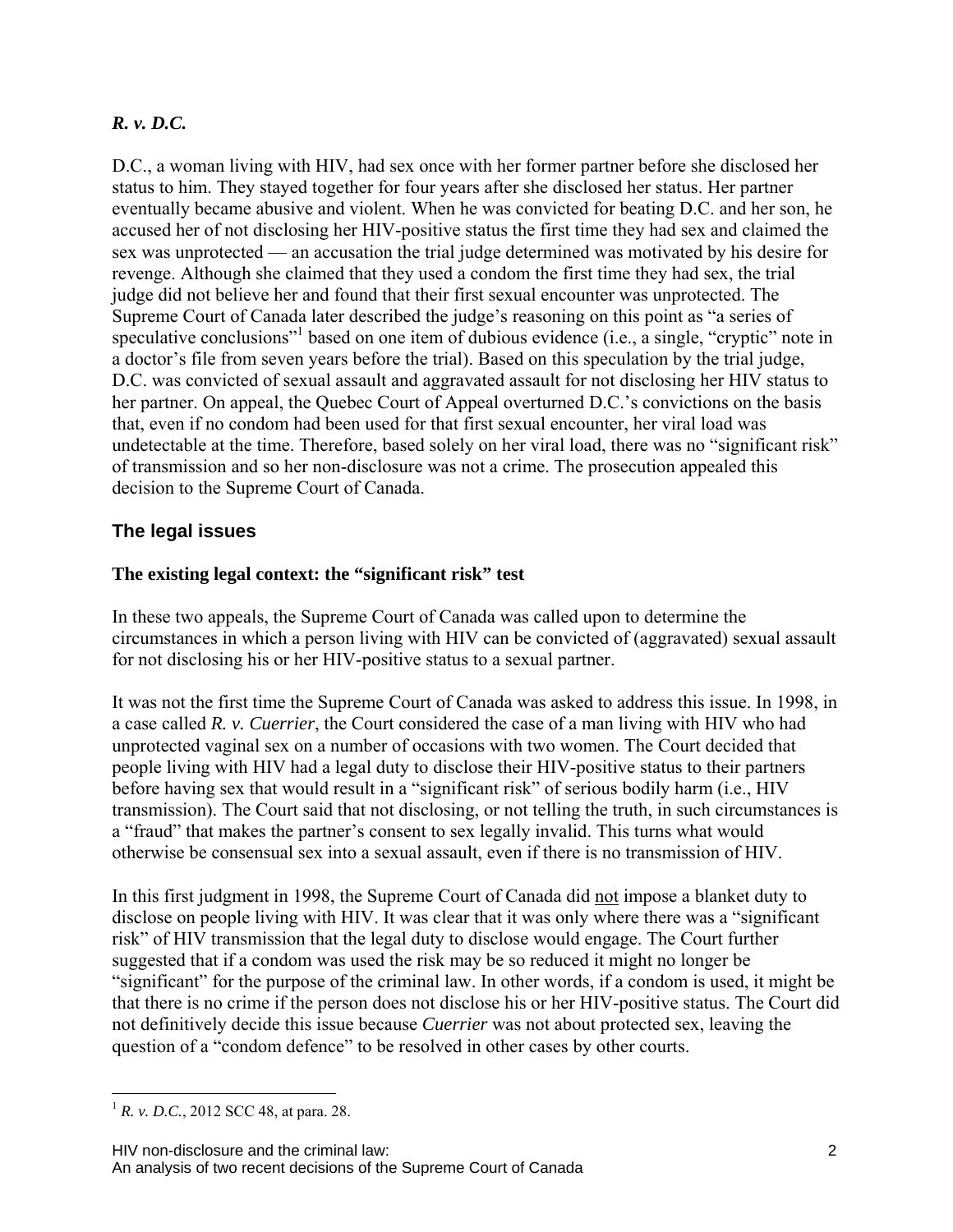### *R. v. D.C.*

D.C., a woman living with HIV, had sex once with her former partner before she disclosed her status to him. They stayed together for four years after she disclosed her status. Her partner eventually became abusive and violent. When he was convicted for beating D.C. and her son, he accused her of not disclosing her HIV-positive status the first time they had sex and claimed the sex was unprotected — an accusation the trial judge determined was motivated by his desire for revenge. Although she claimed that they used a condom the first time they had sex, the trial judge did not believe her and found that their first sexual encounter was unprotected. The Supreme Court of Canada later described the judge's reasoning on this point as "a series of speculative conclusions"[1] based on one item of dubious evidence (i.e., a single, "cryptic" note in a doctor's file from seven years before the trial). Based on this speculation by the trial judge, D.C. was convicted of sexual assault and aggravated assault for not disclosing her HIV status to her partner. On appeal, the Quebec Court of Appeal overturned D.C.'s convictions on the basis that, even if no condom had been used for that first sexual encounter, her viral load was undetectable at the time. Therefore, based solely on her viral load, there was no "significant risk" of transmission and so her non-disclosure was not a crime. The prosecution appealed this decision to the Supreme Court of Canada.

## The legal issues

### The existing legal context: the "significant risk" test

In these two appeals, the Supreme Court of Canada was called upon to determine the circumstances in which a person living with HIV can be convicted of (aggravated) sexual assault for not disclosing his or her HIV-positive status to a sexual partner.

It was not the first time the Supreme Court of Canada was asked to address this issue. In 1998, in a case called *R. v. Cuerrier*, the Court considered the case of a man living with HIV who had unprotected vaginal sex on a number of occasions with two women. The Court decided that people living with HIV had a legal duty to disclose their HIV-positive status to their partners before having sex that would result in a "significant risk" of serious bodily harm (i.e., HIV transmission). The Court said that not disclosing, or not telling the truth, in such circumstances is a "fraud" that makes the partner's consent to sex legally invalid. This turns what would otherwise be consensual sex into a sexual assault, even if there is no transmission of HIV.

In this first judgment in 1998, the Supreme Court of Canada did <u>not</u> impose a blanket duty to disclose on people living with HIV. It was clear that it was only where there was a "significant risk" of HIV transmission that the legal duty to disclose would engage. The Court further suggested that if a condom was used the risk may be so reduced it might no longer be "significant" for the purpose of the criminal law. In other words, if a condom is used, it might be that there is no crime if the person does not disclose his or her HIV-positive status. The Court did not definitively decide this issue because *Cuerrier* was not about protected sex, leaving the question of a "condom defence" to be resolved in other cases by other courts.

---

[1] *R. v. D.C.*, 2012 SCC 48, at para. 28.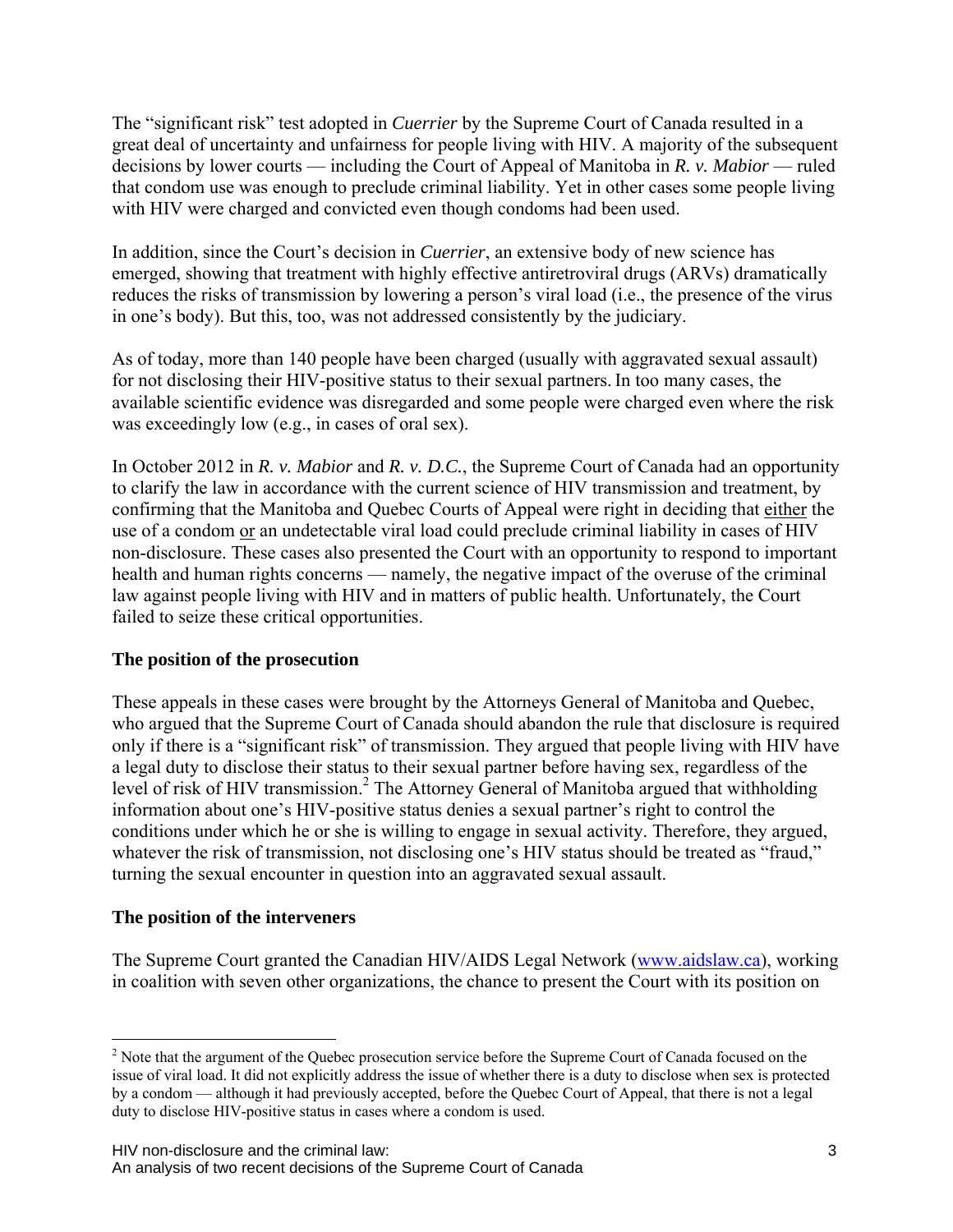The "significant risk" test adopted in *Cuerrier* by the Supreme Court of Canada resulted in a great deal of uncertainty and unfairness for people living with HIV. A majority of the subsequent decisions by lower courts — including the Court of Appeal of Manitoba in *R. v. Mabior* — ruled that condom use was enough to preclude criminal liability. Yet in other cases some people living with HIV were charged and convicted even though condoms had been used.

In addition, since the Court's decision in *Cuerrier*, an extensive body of new science has emerged, showing that treatment with highly effective antiretroviral drugs (ARVs) dramatically reduces the risks of transmission by lowering a person's viral load (i.e., the presence of the virus in one's body). But this, too, was not addressed consistently by the judiciary.

As of today, more than 140 people have been charged (usually with aggravated sexual assault) for not disclosing their HIV-positive status to their sexual partners. In too many cases, the available scientific evidence was disregarded and some people were charged even where the risk was exceedingly low (e.g., in cases of oral sex).

In October 2012 in *R. v. Mabior* and *R. v. D.C.*, the Supreme Court of Canada had an opportunity to clarify the law in accordance with the current science of HIV transmission and treatment, by confirming that the Manitoba and Quebec Courts of Appeal were right in deciding that <u>either</u> the use of a condom <u>or</u> an undetectable viral load could preclude criminal liability in cases of HIV non-disclosure. These cases also presented the Court with an opportunity to respond to important health and human rights concerns — namely, the negative impact of the overuse of the criminal law against people living with HIV and in matters of public health. Unfortunately, the Court failed to seize these critical opportunities.

### The position of the prosecution

These appeals in these cases were brought by the Attorneys General of Manitoba and Quebec, who argued that the Supreme Court of Canada should abandon the rule that disclosure is required only if there is a "significant risk" of transmission. They argued that people living with HIV have a legal duty to disclose their status to their sexual partner before having sex, regardless of the level of risk of HIV transmission.[2] The Attorney General of Manitoba argued that withholding information about one's HIV-positive status denies a sexual partner's right to control the conditions under which he or she is willing to engage in sexual activity. Therefore, they argued, whatever the risk of transmission, not disclosing one's HIV status should be treated as "fraud," turning the sexual encounter in question into an aggravated sexual assault.

### The position of the interveners

The Supreme Court granted the Canadian HIV/AIDS Legal Network (www.aidslaw.ca), working in coalition with seven other organizations, the chance to present the Court with its position on

---

[2] Note that the argument of the Quebec prosecution service before the Supreme Court of Canada focused on the issue of viral load. It did not explicitly address the issue of whether there is a duty to disclose when sex is protected by a condom — although it had previously accepted, before the Quebec Court of Appeal, that there is not a legal duty to disclose HIV-positive status in cases where a condom is used.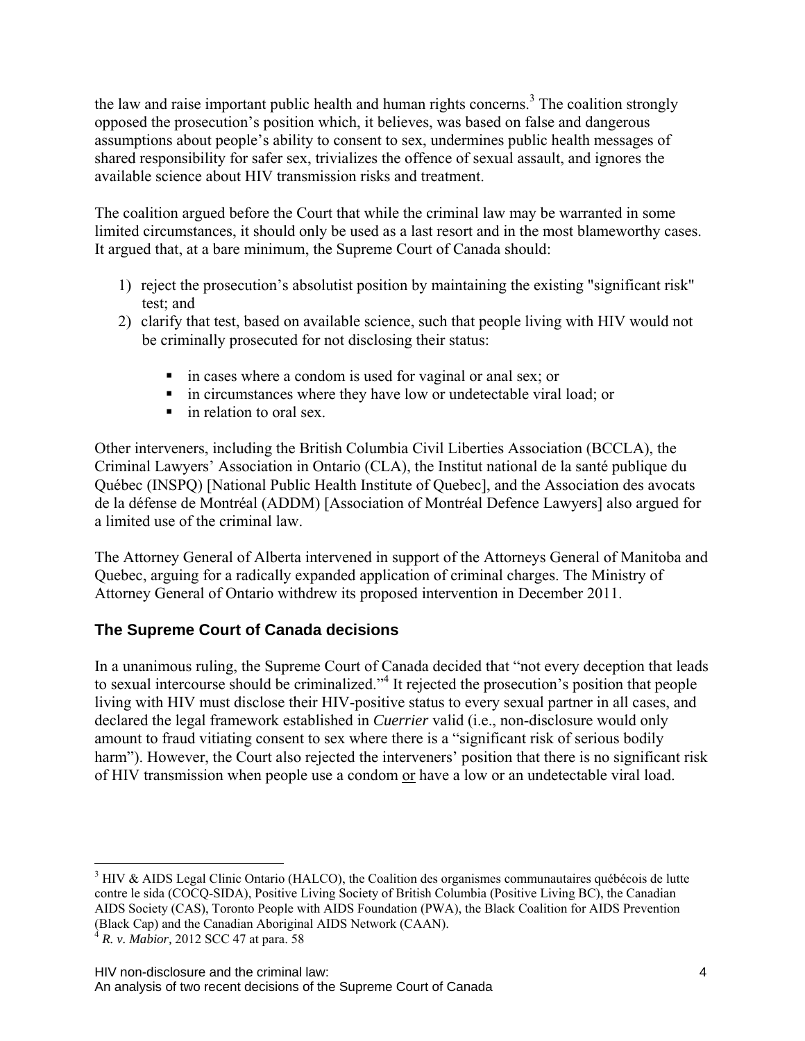the law and raise important public health and human rights concerns.[3] The coalition strongly opposed the prosecution's position which, it believes, was based on false and dangerous assumptions about people's ability to consent to sex, undermines public health messages of shared responsibility for safer sex, trivializes the offence of sexual assault, and ignores the available science about HIV transmission risks and treatment.

The coalition argued before the Court that while the criminal law may be warranted in some limited circumstances, it should only be used as a last resort and in the most blameworthy cases. It argued that, at a bare minimum, the Supreme Court of Canada should:

1) reject the prosecution's absolutist position by maintaining the existing "significant risk" test; and
2) clarify that test, based on available science, such that people living with HIV would not be criminally prosecuted for not disclosing their status:
   - in cases where a condom is used for vaginal or anal sex; or
   - in circumstances where they have low or undetectable viral load; or
   - in relation to oral sex.

Other interveners, including the British Columbia Civil Liberties Association (BCCLA), the Criminal Lawyers' Association in Ontario (CLA), the Institut national de la santé publique du Québec (INSPQ) [National Public Health Institute of Quebec], and the Association des avocats de la défense de Montréal (ADDM) [Association of Montréal Defence Lawyers] also argued for a limited use of the criminal law.

The Attorney General of Alberta intervened in support of the Attorneys General of Manitoba and Quebec, arguing for a radically expanded application of criminal charges. The Ministry of Attorney General of Ontario withdrew its proposed intervention in December 2011.

## The Supreme Court of Canada decisions

In a unanimous ruling, the Supreme Court of Canada decided that "not every deception that leads to sexual intercourse should be criminalized."[4] It rejected the prosecution's position that people living with HIV must disclose their HIV-positive status to every sexual partner in all cases, and declared the legal framework established in *Cuerrier* valid (i.e., non-disclosure would only amount to fraud vitiating consent to sex where there is a "significant risk of serious bodily harm"). However, the Court also rejected the interveners' position that there is no significant risk of HIV transmission when people use a condom <u>or</u> have a low or an undetectable viral load.

---

[3] HIV & AIDS Legal Clinic Ontario (HALCO), the Coalition des organismes communautaires québécois de lutte contre le sida (COCQ-SIDA), Positive Living Society of British Columbia (Positive Living BC), the Canadian AIDS Society (CAS), Toronto People with AIDS Foundation (PWA), the Black Coalition for AIDS Prevention (Black Cap) and the Canadian Aboriginal AIDS Network (CAAN).

[4] *R. v. Mabior,* 2012 SCC 47 at para. 58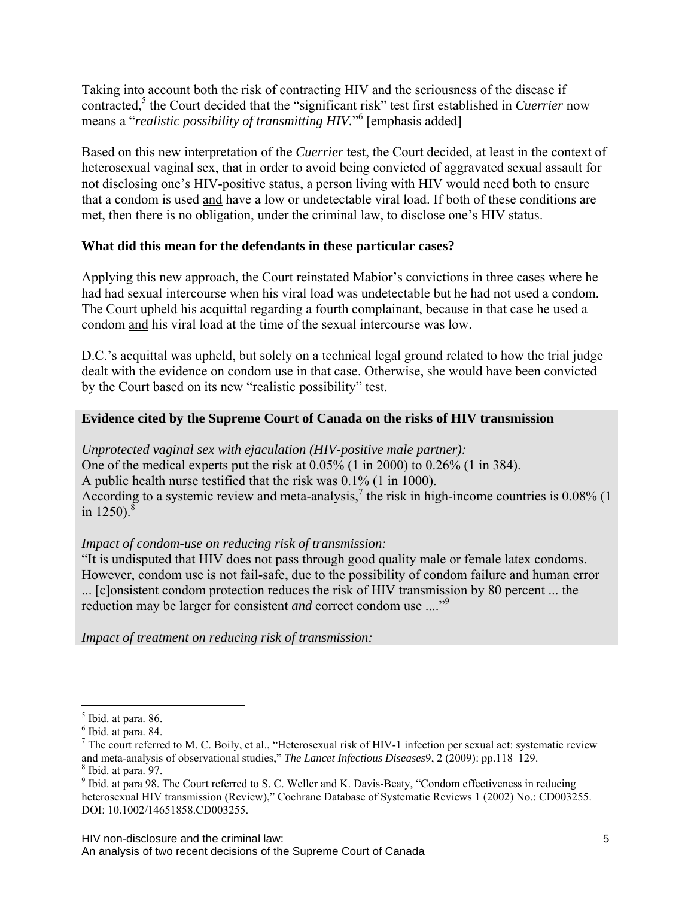Taking into account both the risk of contracting HIV and the seriousness of the disease if contracted,[5] the Court decided that the "significant risk" test first established in *Cuerrier* now means a "*realistic possibility of transmitting HIV.*"[6] [emphasis added]

Based on this new interpretation of the *Cuerrier* test, the Court decided, at least in the context of heterosexual vaginal sex, that in order to avoid being convicted of aggravated sexual assault for not disclosing one's HIV-positive status, a person living with HIV would need both to ensure that a condom is used and have a low or undetectable viral load. If both of these conditions are met, then there is no obligation, under the criminal law, to disclose one's HIV status.

**What did this mean for the defendants in these particular cases?**

Applying this new approach, the Court reinstated Mabior's convictions in three cases where he had had sexual intercourse when his viral load was undetectable but he had not used a condom. The Court upheld his acquittal regarding a fourth complainant, because in that case he used a condom and his viral load at the time of the sexual intercourse was low.

D.C.'s acquittal was upheld, but solely on a technical legal ground related to how the trial judge dealt with the evidence on condom use in that case. Otherwise, she would have been convicted by the Court based on its new "realistic possibility" test.

**Evidence cited by the Supreme Court of Canada on the risks of HIV transmission**

*Unprotected vaginal sex with ejaculation (HIV-positive male partner):*
One of the medical experts put the risk at 0.05% (1 in 2000) to 0.26% (1 in 384).
A public health nurse testified that the risk was 0.1% (1 in 1000).
According to a systemic review and meta-analysis,[7] the risk in high-income countries is 0.08% (1 in 1250).[8]

*Impact of condom-use on reducing risk of transmission:*
"It is undisputed that HIV does not pass through good quality male or female latex condoms. However, condom use is not fail-safe, due to the possibility of condom failure and human error ... [c]onsistent condom protection reduces the risk of HIV transmission by 80 percent ... the reduction may be larger for consistent *and* correct condom use ...."[9]

*Impact of treatment on reducing risk of transmission:*

---

[5] Ibid. at para. 86.
[6] Ibid. at para. 84.
[7] The court referred to M. C. Boily, et al., "Heterosexual risk of HIV-1 infection per sexual act: systematic review and meta-analysis of observational studies," *The Lancet Infectious Diseases*9, 2 (2009): pp.118–129.
[8] Ibid. at para. 97.
[9] Ibid. at para 98. The Court referred to S. C. Weller and K. Davis-Beaty, "Condom effectiveness in reducing heterosexual HIV transmission (Review)," Cochrane Database of Systematic Reviews 1 (2002) No.: CD003255. DOI: 10.1002/14651858.CD003255.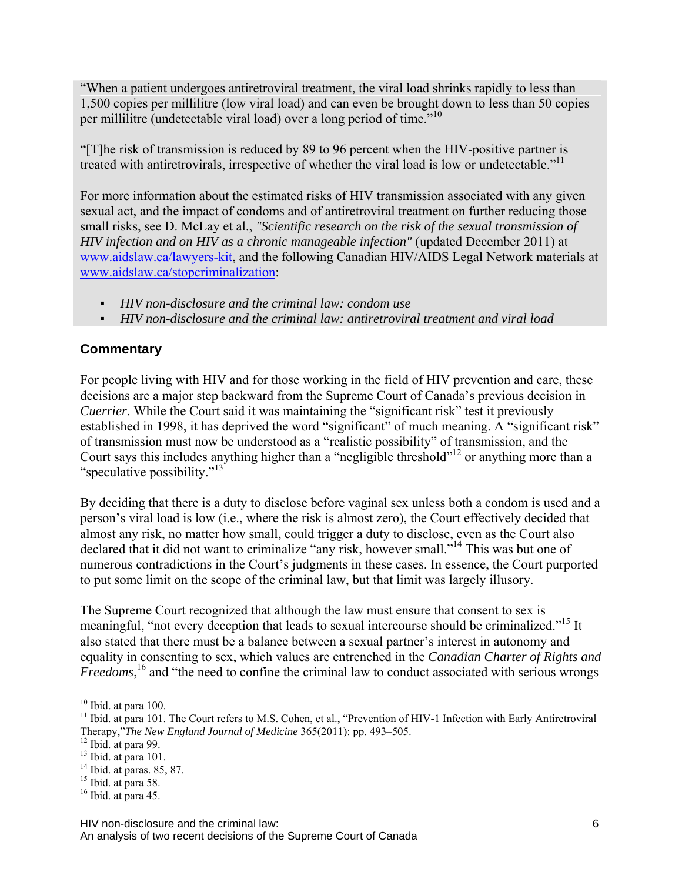"When a patient undergoes antiretroviral treatment, the viral load shrinks rapidly to less than 1,500 copies per millilitre (low viral load) and can even be brought down to less than 50 copies per millilitre (undetectable viral load) over a long period of time."[10]

"[T]he risk of transmission is reduced by 89 to 96 percent when the HIV-positive partner is treated with antiretrovirals, irrespective of whether the viral load is low or undetectable."[11]

For more information about the estimated risks of HIV transmission associated with any given sexual act, and the impact of condoms and of antiretroviral treatment on further reducing those small risks, see D. McLay et al., *"Scientific research on the risk of the sexual transmission of HIV infection and on HIV as a chronic manageable infection"* (updated December 2011) at www.aidslaw.ca/lawyers-kit, and the following Canadian HIV/AIDS Legal Network materials at www.aidslaw.ca/stopcriminalization:

- *HIV non-disclosure and the criminal law: condom use*
- *HIV non-disclosure and the criminal law: antiretroviral treatment and viral load*

## Commentary

For people living with HIV and for those working in the field of HIV prevention and care, these decisions are a major step backward from the Supreme Court of Canada's previous decision in *Cuerrier*. While the Court said it was maintaining the "significant risk" test it previously established in 1998, it has deprived the word "significant" of much meaning. A "significant risk" of transmission must now be understood as a "realistic possibility" of transmission, and the Court says this includes anything higher than a "negligible threshold"[12] or anything more than a "speculative possibility."[13]

By deciding that there is a duty to disclose before vaginal sex unless both a condom is used and a person's viral load is low (i.e., where the risk is almost zero), the Court effectively decided that almost any risk, no matter how small, could trigger a duty to disclose, even as the Court also declared that it did not want to criminalize "any risk, however small."[14] This was but one of numerous contradictions in the Court's judgments in these cases. In essence, the Court purported to put some limit on the scope of the criminal law, but that limit was largely illusory.

The Supreme Court recognized that although the law must ensure that consent to sex is meaningful, "not every deception that leads to sexual intercourse should be criminalized."[15] It also stated that there must be a balance between a sexual partner's interest in autonomy and equality in consenting to sex, which values are entrenched in the *Canadian Charter of Rights and Freedoms*,[16] and "the need to confine the criminal law to conduct associated with serious wrongs

---

[10] Ibid. at para 100.
[11] Ibid. at para 101. The Court refers to M.S. Cohen, et al., "Prevention of HIV-1 Infection with Early Antiretroviral Therapy,"*The New England Journal of Medicine* 365(2011): pp. 493–505.
[12] Ibid. at para 99.
[13] Ibid. at para 101.
[14] Ibid. at paras. 85, 87.
[15] Ibid. at para 58.
[16] Ibid. at para 45.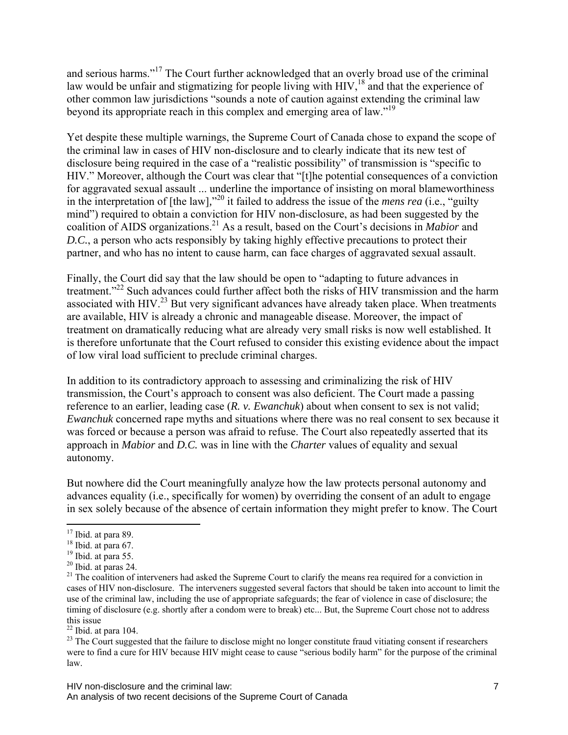and serious harms."[17] The Court further acknowledged that an overly broad use of the criminal law would be unfair and stigmatizing for people living with HIV,[18] and that the experience of other common law jurisdictions "sounds a note of caution against extending the criminal law beyond its appropriate reach in this complex and emerging area of law."[19]

Yet despite these multiple warnings, the Supreme Court of Canada chose to expand the scope of the criminal law in cases of HIV non-disclosure and to clearly indicate that its new test of disclosure being required in the case of a "realistic possibility" of transmission is "specific to HIV." Moreover, although the Court was clear that "[t]he potential consequences of a conviction for aggravated sexual assault ... underline the importance of insisting on moral blameworthiness in the interpretation of [the law],"[20] it failed to address the issue of the *mens rea* (i.e., "guilty mind") required to obtain a conviction for HIV non-disclosure, as had been suggested by the coalition of AIDS organizations.[21] As a result, based on the Court's decisions in *Mabior* and *D.C.*, a person who acts responsibly by taking highly effective precautions to protect their partner, and who has no intent to cause harm, can face charges of aggravated sexual assault.

Finally, the Court did say that the law should be open to "adapting to future advances in treatment."[22] Such advances could further affect both the risks of HIV transmission and the harm associated with HIV.[23] But very significant advances have already taken place. When treatments are available, HIV is already a chronic and manageable disease. Moreover, the impact of treatment on dramatically reducing what are already very small risks is now well established. It is therefore unfortunate that the Court refused to consider this existing evidence about the impact of low viral load sufficient to preclude criminal charges.

In addition to its contradictory approach to assessing and criminalizing the risk of HIV transmission, the Court's approach to consent was also deficient. The Court made a passing reference to an earlier, leading case (*R. v. Ewanchuk*) about when consent to sex is not valid; *Ewanchuk* concerned rape myths and situations where there was no real consent to sex because it was forced or because a person was afraid to refuse. The Court also repeatedly asserted that its approach in *Mabior* and *D.C.* was in line with the *Charter* values of equality and sexual autonomy.

But nowhere did the Court meaningfully analyze how the law protects personal autonomy and advances equality (i.e., specifically for women) by overriding the consent of an adult to engage in sex solely because of the absence of certain information they might prefer to know. The Court

---

[17] Ibid. at para 89.

[18] Ibid. at para 67.

[19] Ibid. at para 55.

[20] Ibid. at paras 24.

[21] The coalition of interveners had asked the Supreme Court to clarify the means rea required for a conviction in cases of HIV non-disclosure. The interveners suggested several factors that should be taken into account to limit the use of the criminal law, including the use of appropriate safeguards; the fear of violence in case of disclosure; the timing of disclosure (e.g. shortly after a condom were to break) etc... But, the Supreme Court chose not to address this issue

[22] Ibid. at para 104.

[23] The Court suggested that the failure to disclose might no longer constitute fraud vitiating consent if researchers were to find a cure for HIV because HIV might cease to cause "serious bodily harm" for the purpose of the criminal law.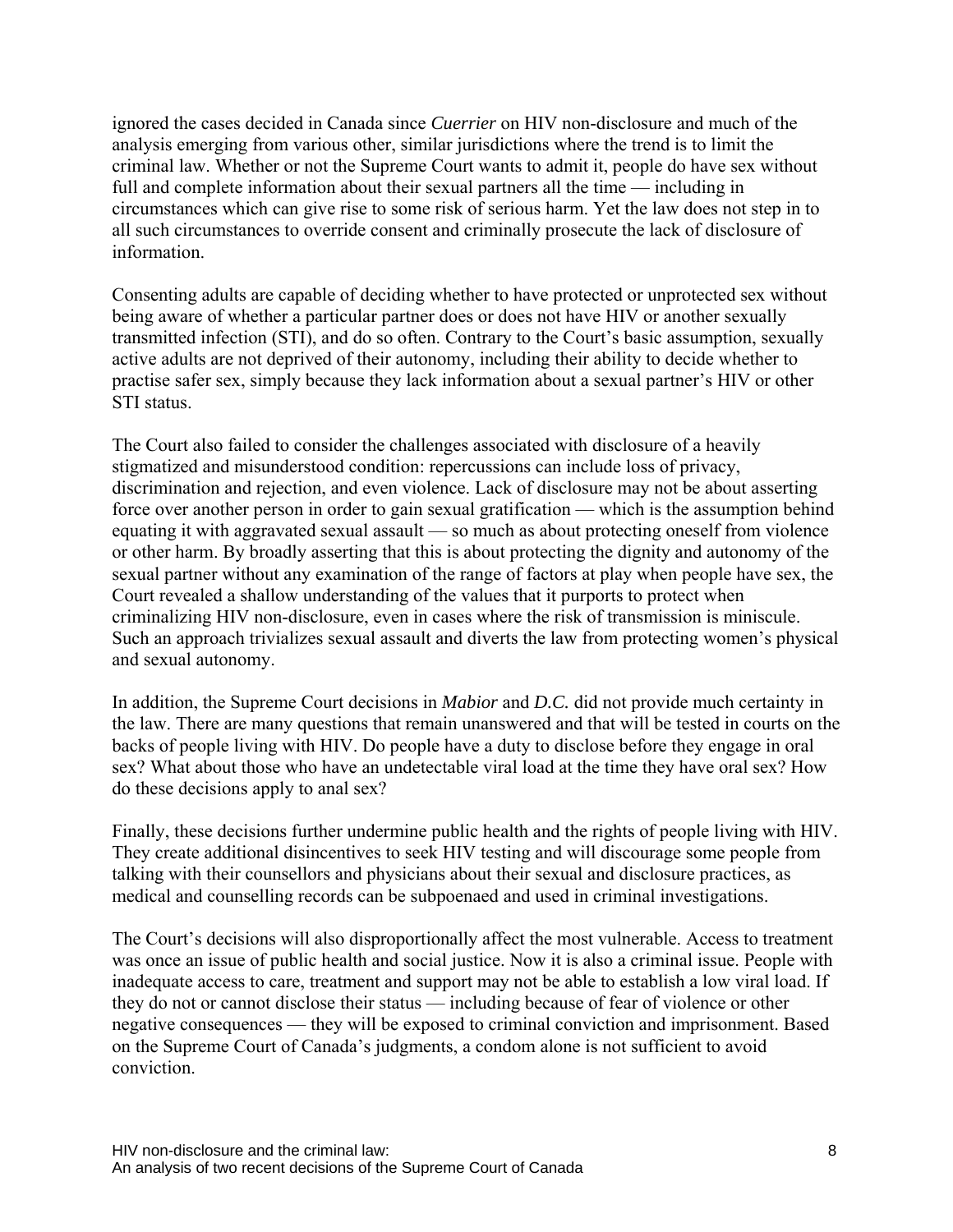ignored the cases decided in Canada since *Cuerrier* on HIV non-disclosure and much of the analysis emerging from various other, similar jurisdictions where the trend is to limit the criminal law. Whether or not the Supreme Court wants to admit it, people do have sex without full and complete information about their sexual partners all the time — including in circumstances which can give rise to some risk of serious harm. Yet the law does not step in to all such circumstances to override consent and criminally prosecute the lack of disclosure of information.

Consenting adults are capable of deciding whether to have protected or unprotected sex without being aware of whether a particular partner does or does not have HIV or another sexually transmitted infection (STI), and do so often. Contrary to the Court's basic assumption, sexually active adults are not deprived of their autonomy, including their ability to decide whether to practise safer sex, simply because they lack information about a sexual partner's HIV or other STI status.

The Court also failed to consider the challenges associated with disclosure of a heavily stigmatized and misunderstood condition: repercussions can include loss of privacy, discrimination and rejection, and even violence. Lack of disclosure may not be about asserting force over another person in order to gain sexual gratification — which is the assumption behind equating it with aggravated sexual assault — so much as about protecting oneself from violence or other harm. By broadly asserting that this is about protecting the dignity and autonomy of the sexual partner without any examination of the range of factors at play when people have sex, the Court revealed a shallow understanding of the values that it purports to protect when criminalizing HIV non-disclosure, even in cases where the risk of transmission is miniscule. Such an approach trivializes sexual assault and diverts the law from protecting women's physical and sexual autonomy.

In addition, the Supreme Court decisions in *Mabior* and *D.C.* did not provide much certainty in the law. There are many questions that remain unanswered and that will be tested in courts on the backs of people living with HIV. Do people have a duty to disclose before they engage in oral sex? What about those who have an undetectable viral load at the time they have oral sex? How do these decisions apply to anal sex?

Finally, these decisions further undermine public health and the rights of people living with HIV. They create additional disincentives to seek HIV testing and will discourage some people from talking with their counsellors and physicians about their sexual and disclosure practices, as medical and counselling records can be subpoenaed and used in criminal investigations.

The Court's decisions will also disproportionally affect the most vulnerable. Access to treatment was once an issue of public health and social justice. Now it is also a criminal issue. People with inadequate access to care, treatment and support may not be able to establish a low viral load. If they do not or cannot disclose their status — including because of fear of violence or other negative consequences — they will be exposed to criminal conviction and imprisonment. Based on the Supreme Court of Canada's judgments, a condom alone is not sufficient to avoid conviction.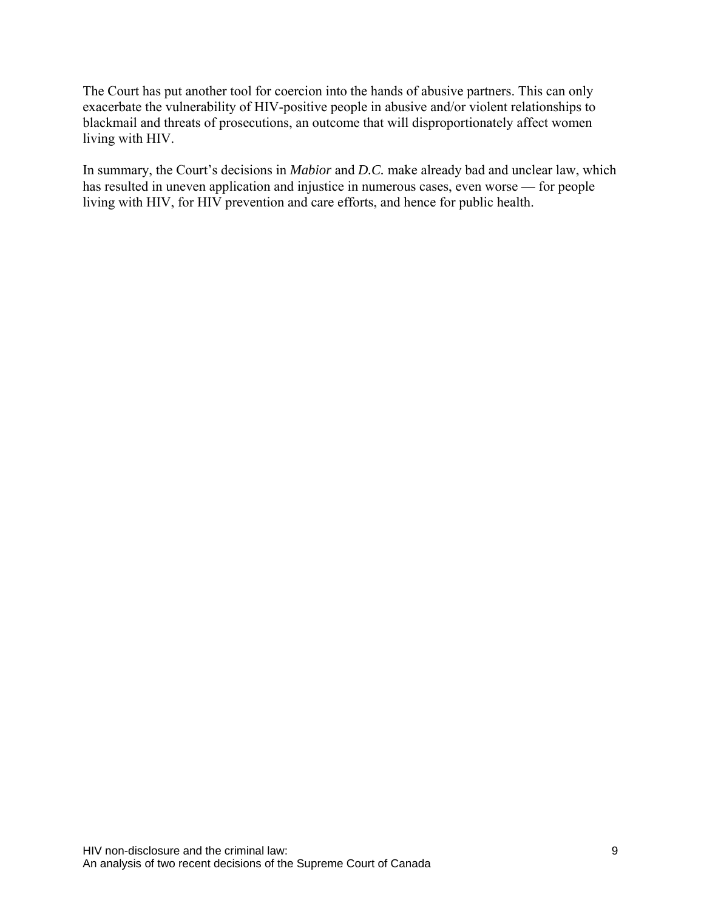The Court has put another tool for coercion into the hands of abusive partners. This can only exacerbate the vulnerability of HIV-positive people in abusive and/or violent relationships to blackmail and threats of prosecutions, an outcome that will disproportionately affect women living with HIV.

In summary, the Court's decisions in *Mabior* and *D.C.* make already bad and unclear law, which has resulted in uneven application and injustice in numerous cases, even worse — for people living with HIV, for HIV prevention and care efforts, and hence for public health.